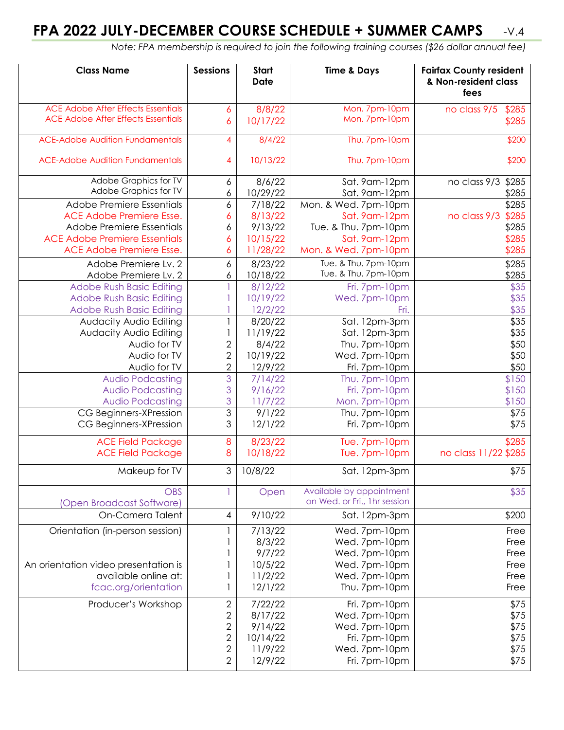# FPA 2022 JULY-DECEMBER COURSE SCHEDULE + SUMMER CAMPS -V.4

*Note: FPA membership is required to join the following training courses ($26 dollar annual fee)*

| Class Name | Sessions | Start Date | Time & Days | Fairfax County resident & Non-resident class fees |
|---|---|---|---|---|
| ACE Adobe After Effects Essentials | 6 | 8/8/22 | Mon. 7pm-10pm | no class 9/5 $285 |
| ACE Adobe After Effects Essentials | 6 | 10/17/22 | Mon. 7pm-10pm | $285 |
| ACE-Adobe Audition Fundamentals | 4 | 8/4/22 | Thu. 7pm-10pm | $200 |
| ACE-Adobe Audition Fundamentals | 4 | 10/13/22 | Thu. 7pm-10pm | $200 |
| Adobe Graphics for TV | 6 | 8/6/22 | Sat. 9am-12pm | no class 9/3 $285 |
| Adobe Graphics for TV | 6 | 10/29/22 | Sat. 9am-12pm | $285 |
| Adobe Premiere Essentials | 6 | 7/18/22 | Mon. & Wed. 7pm-10pm | $285 |
| ACE Adobe Premiere Esse. | 6 | 8/13/22 | Sat. 9am-12pm | no class 9/3 $285 |
| Adobe Premiere Essentials | 6 | 9/13/22 | Tue. & Thu. 7pm-10pm | $285 |
| ACE Adobe Premiere Essentials | 6 | 10/15/22 | Sat. 9am-12pm | $285 |
| ACE Adobe Premiere Esse. | 6 | 11/28/22 | Mon. & Wed. 7pm-10pm | $285 |
| Adobe Premiere Lv. 2 | 6 | 8/23/22 | Tue. & Thu. 7pm-10pm | $285 |
| Adobe Premiere Lv. 2 | 6 | 10/18/22 | Tue. & Thu. 7pm-10pm | $285 |
| Adobe Rush Basic Editing | 1 | 8/12/22 | Fri. 7pm-10pm | $35 |
| Adobe Rush Basic Editing | 1 | 10/19/22 | Wed. 7pm-10pm | $35 |
| Adobe Rush Basic Editing | 1 | 12/2/22 | Fri. | $35 |
| Audacity Audio Editing | 1 | 8/20/22 | Sat. 12pm-3pm | $35 |
| Audacity Audio Editing | 1 | 11/19/22 | Sat. 12pm-3pm | $35 |
| Audio for TV | 2 | 8/4/22 | Thu. 7pm-10pm | $50 |
| Audio for TV | 2 | 10/19/22 | Wed. 7pm-10pm | $50 |
| Audio for TV | 2 | 12/9/22 | Fri. 7pm-10pm | $50 |
| Audio Podcasting | 3 | 7/14/22 | Thu. 7pm-10pm | $150 |
| Audio Podcasting | 3 | 9/16/22 | Fri. 7pm-10pm | $150 |
| Audio Podcasting | 3 | 11/7/22 | Mon. 7pm-10pm | $150 |
| CG Beginners-XPression | 3 | 9/1/22 | Thu. 7pm-10pm | $75 |
| CG Beginners-XPression | 3 | 12/1/22 | Fri. 7pm-10pm | $75 |
| ACE Field Package | 8 | 8/23/22 | Tue. 7pm-10pm | $285 |
| ACE Field Package | 8 | 10/18/22 | Tue. 7pm-10pm | no class 11/22 $285 |
| Makeup for TV | 3 | 10/8/22 | Sat. 12pm-3pm | $75 |
| OBS (Open Broadcast Software) | 1 | Open | Available by appointment on Wed. or Fri., 1hr session | $35 |
| On-Camera Talent | 4 | 9/10/22 | Sat. 12pm-3pm | $200 |
| Orientation (in-person session) | 1 | 7/13/22 | Wed. 7pm-10pm | Free |
| | 1 | 8/3/22 | Wed. 7pm-10pm | Free |
| | 1 | 9/7/22 | Wed. 7pm-10pm | Free |
| An orientation video presentation is | 1 | 10/5/22 | Wed. 7pm-10pm | Free |
| available online at: | 1 | 11/2/22 | Wed. 7pm-10pm | Free |
| fcac.org/orientation | 1 | 12/1/22 | Thu. 7pm-10pm | Free |
| Producer's Workshop | 2 | 7/22/22 | Fri. 7pm-10pm | $75 |
| | 2 | 8/17/22 | Wed. 7pm-10pm | $75 |
| | 2 | 9/14/22 | Wed. 7pm-10pm | $75 |
| | 2 | 10/14/22 | Fri. 7pm-10pm | $75 |
| | 2 | 11/9/22 | Wed. 7pm-10pm | $75 |
| | 2 | 12/9/22 | Fri. 7pm-10pm | $75 |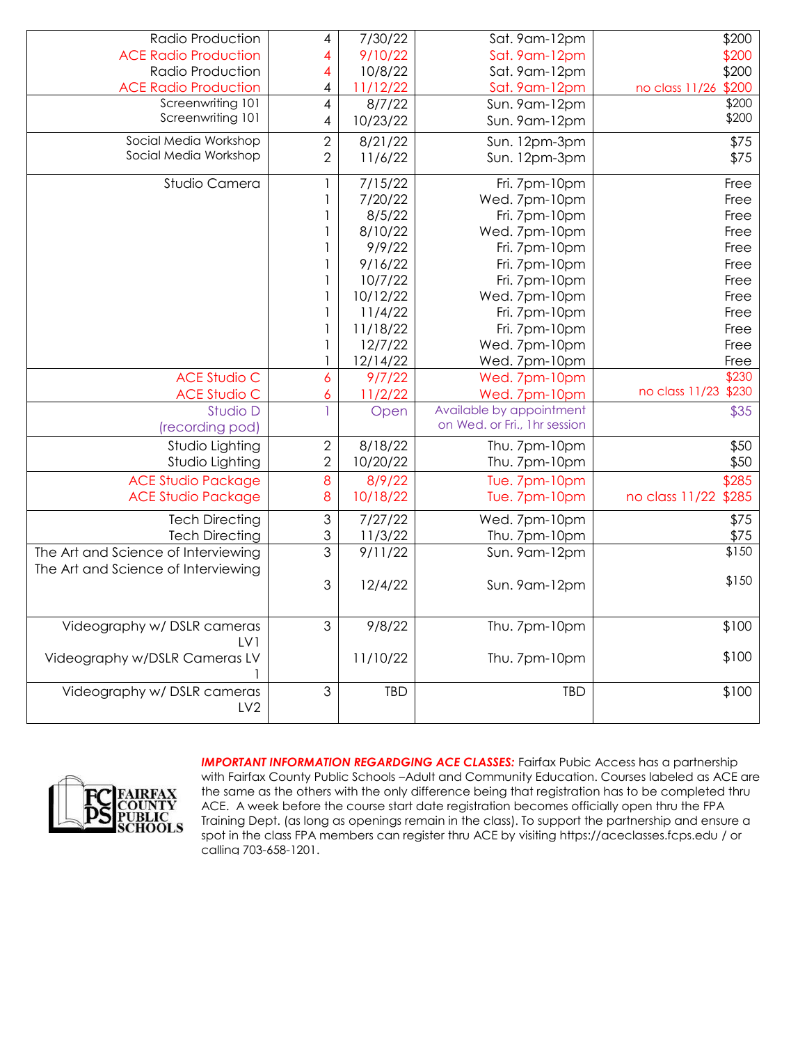| Course | Sessions | Start Date | Day/Time | Fee |
|---|---|---|---|---|
| Radio Production | 4 | 7/30/22 | Sat. 9am-12pm | $200 |
| ACE Radio Production | 4 | 9/10/22 | Sat. 9am-12pm | $200 |
| Radio Production | 4 | 10/8/22 | Sat. 9am-12pm | $200 |
| ACE Radio Production | 4 | 11/12/22 | Sat. 9am-12pm | no class 11/26 $200 |
| Screenwriting 101 | 4 | 8/7/22 | Sun. 9am-12pm | $200 |
| Screenwriting 101 | 4 | 10/23/22 | Sun. 9am-12pm | $200 |
| Social Media Workshop | 2 | 8/21/22 | Sun. 12pm-3pm | $75 |
| Social Media Workshop | 2 | 11/6/22 | Sun. 12pm-3pm | $75 |
| Studio Camera | 1 | 7/15/22 | Fri. 7pm-10pm | Free |
| | 1 | 7/20/22 | Wed. 7pm-10pm | Free |
| | 1 | 8/5/22 | Fri. 7pm-10pm | Free |
| | 1 | 8/10/22 | Wed. 7pm-10pm | Free |
| | 1 | 9/9/22 | Fri. 7pm-10pm | Free |
| | 1 | 9/16/22 | Fri. 7pm-10pm | Free |
| | 1 | 10/7/22 | Fri. 7pm-10pm | Free |
| | 1 | 10/12/22 | Wed. 7pm-10pm | Free |
| | 1 | 11/4/22 | Fri. 7pm-10pm | Free |
| | 1 | 11/18/22 | Fri. 7pm-10pm | Free |
| | 1 | 12/7/22 | Wed. 7pm-10pm | Free |
| | 1 | 12/14/22 | Wed. 7pm-10pm | Free |
| ACE Studio C | 6 | 9/7/22 | Wed. 7pm-10pm | $230 |
| ACE Studio C | 6 | 11/2/22 | Wed. 7pm-10pm | no class 11/23 $230 |
| Studio D (recording pod) | 1 | Open | Available by appointment on Wed. or Fri., 1hr session | $35 |
| Studio Lighting | 2 | 8/18/22 | Thu. 7pm-10pm | $50 |
| Studio Lighting | 2 | 10/20/22 | Thu. 7pm-10pm | $50 |
| ACE Studio Package | 8 | 8/9/22 | Tue. 7pm-10pm | $285 |
| ACE Studio Package | 8 | 10/18/22 | Tue. 7pm-10pm | no class 11/22 $285 |
| Tech Directing | 3 | 7/27/22 | Wed. 7pm-10pm | $75 |
| Tech Directing | 3 | 11/3/22 | Thu. 7pm-10pm | $75 |
| The Art and Science of Interviewing | 3 | 9/11/22 | Sun. 9am-12pm | $150 |
| The Art and Science of Interviewing | 3 | 12/4/22 | Sun. 9am-12pm | $150 |
| Videography w/ DSLR cameras LV1 | 3 | 9/8/22 | Thu. 7pm-10pm | $100 |
| Videography w/DSLR Cameras LV 1 | | 11/10/22 | Thu. 7pm-10pm | $100 |
| Videography w/ DSLR cameras LV2 | 3 | TBD | TBD | $100 |

FAIRFAX COUNTY PUBLIC SCHOOLS

***IMPORTANT INFORMATION REGARDGING ACE CLASSES:*** Fairfax Pubic Access has a partnership with Fairfax County Public Schools –Adult and Community Education. Courses labeled as ACE are the same as the others with the only difference being that registration has to be completed thru ACE. A week before the course start date registration becomes officially open thru the FPA Training Dept. (as long as openings remain in the class). To support the partnership and ensure a spot in the class FPA members can register thru ACE by visiting https://aceclasses.fcps.edu / or calling 703-658-1201.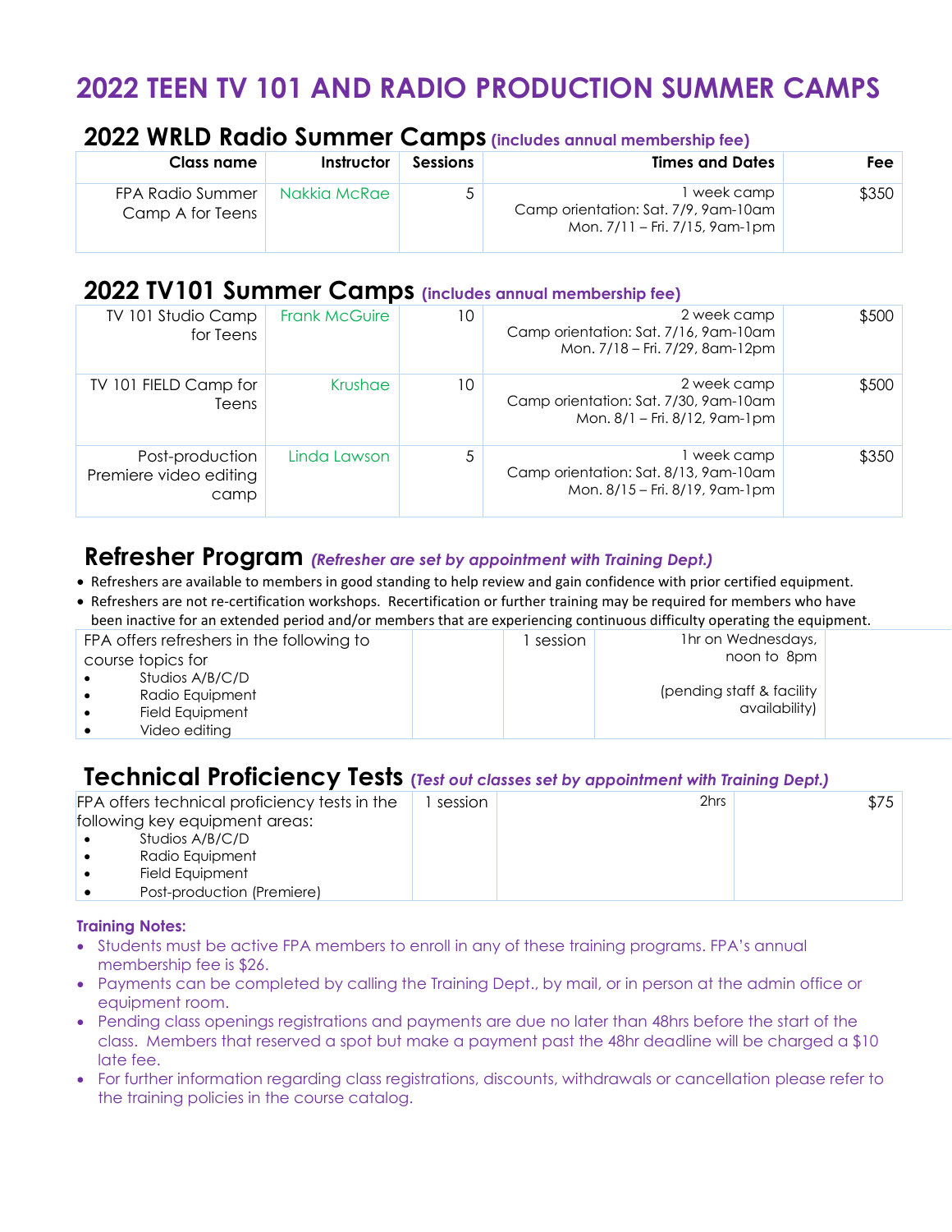# 2022 TEEN TV 101 AND RADIO PRODUCTION SUMMER CAMPS

## 2022 WRLD Radio Summer Camps (includes annual membership fee)

| Class name | Instructor | Sessions | Times and Dates | Fee |
|---|---|---|---|---|
| FPA Radio Summer Camp A for Teens | Nakkia McRae | 5 | 1 week camp<br>Camp orientation: Sat. 7/9, 9am-10am<br>Mon. 7/11 – Fri. 7/15, 9am-1pm | $350 |

## 2022 TV101 Summer Camps (includes annual membership fee)

| | | | | |
|---|---|---|---|---|
| TV 101 Studio Camp for Teens | Frank McGuire | 10 | 2 week camp<br>Camp orientation: Sat. 7/16, 9am-10am<br>Mon. 7/18 – Fri. 7/29, 8am-12pm | $500 |
| TV 101 FIELD Camp for Teens | Krushae | 10 | 2 week camp<br>Camp orientation: Sat. 7/30, 9am-10am<br>Mon. 8/1 – Fri. 8/12, 9am-1pm | $500 |
| Post-production Premiere video editing camp | Linda Lawson | 5 | 1 week camp<br>Camp orientation: Sat. 8/13, 9am-10am<br>Mon. 8/15 – Fri. 8/19, 9am-1pm | $350 |

## Refresher Program *(Refresher are set by appointment with Training Dept.)*

- Refreshers are available to members in good standing to help review and gain confidence with prior certified equipment.
- Refreshers are not re-certification workshops. Recertification or further training may be required for members who have been inactive for an extended period and/or members that are experiencing continuous difficulty operating the equipment.

| | | | | |
|---|---|---|---|---|
| FPA offers refreshers in the following to course topics for<br>• Studios A/B/C/D<br>• Radio Equipment<br>• Field Equipment<br>• Video editing | | 1 session | 1hr on Wednesdays, noon to 8pm<br><br>(pending staff & facility availability) | |

## Technical Proficiency Tests *(Test out classes set by appointment with Training Dept.)*

| | | | |
|---|---|---|---|
| FPA offers technical proficiency tests in the following key equipment areas:<br>• Studios A/B/C/D<br>• Radio Equipment<br>• Field Equipment<br>• Post-production (Premiere) | 1 session | 2hrs | $75 |

**Training Notes:**

- Students must be active FPA members to enroll in any of these training programs. FPA's annual membership fee is $26.
- Payments can be completed by calling the Training Dept., by mail, or in person at the admin office or equipment room.
- Pending class openings registrations and payments are due no later than 48hrs before the start of the class. Members that reserved a spot but make a payment past the 48hr deadline will be charged a $10 late fee.
- For further information regarding class registrations, discounts, withdrawals or cancellation please refer to the training policies in the course catalog.